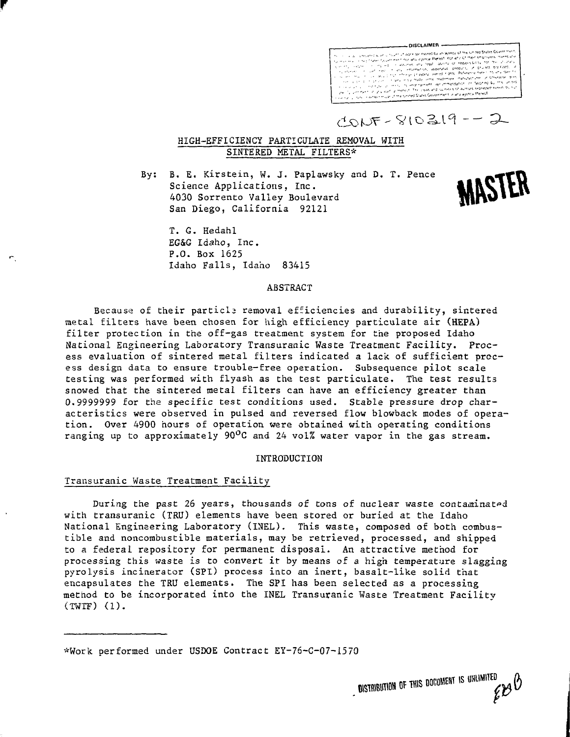CONF-810319--2

## HIGH-EFFICIENCY PARTICULATE REMOVAL WITH SINTERED METAL FILTERS*

By: B. E. Kirstein, W. J. Paplawsky and D. T. Pence
Science Applications, Inc.
4030 Sorrento Valley Boulevard
San Diego, California 92121

T. G. Hedahl
EG&G Idaho, Inc.
P.O. Box 1625
Idaho Falls, Idaho 83415

MASTER

### ABSTRACT

Because of their particle removal efficiencies and durability, sintered metal filters have been chosen for high efficiency particulate air (HEPA) filter protection in the off-gas treatment system for the proposed Idaho National Engineering Laboratory Transuranic Waste Treatment Facility. Process evaluation of sintered metal filters indicated a lack of sufficient process design data to ensure trouble-free operation. Subsequence pilot scale testing was performed with flyash as the test particulate. The test results showed that the sintered metal filters can have an efficiency greater than 0.9999999 for the specific test conditions used. Stable pressure drop characteristics were observed in pulsed and reversed flow blowback modes of operation. Over 4900 hours of operation were obtained with operating conditions ranging up to approximately 90°C and 24 vol% water vapor in the gas stream.

### INTRODUCTION

#### Transuranic Waste Treatment Facility

During the past 26 years, thousands of tons of nuclear waste contaminated with transuranic (TRU) elements have been stored or buried at the Idaho National Engineering Laboratory (INEL). This waste, composed of both combustible and noncombustible materials, may be retrieved, processed, and shipped to a federal repository for permanent disposal. An attractive method for processing this waste is to convert it by means of a high temperature slagging pyrolysis incinerator (SPI) process into an inert, basalt-like solid that encapsulates the TRU elements. The SPI has been selected as a processing method to be incorporated into the INEL Transuranic Waste Treatment Facility (TWTF) (1).

*Work performed under USDOE Contract EY-76-C-07-1570

DISTRIBUTION OF THIS DOCUMENT IS UNLIMITED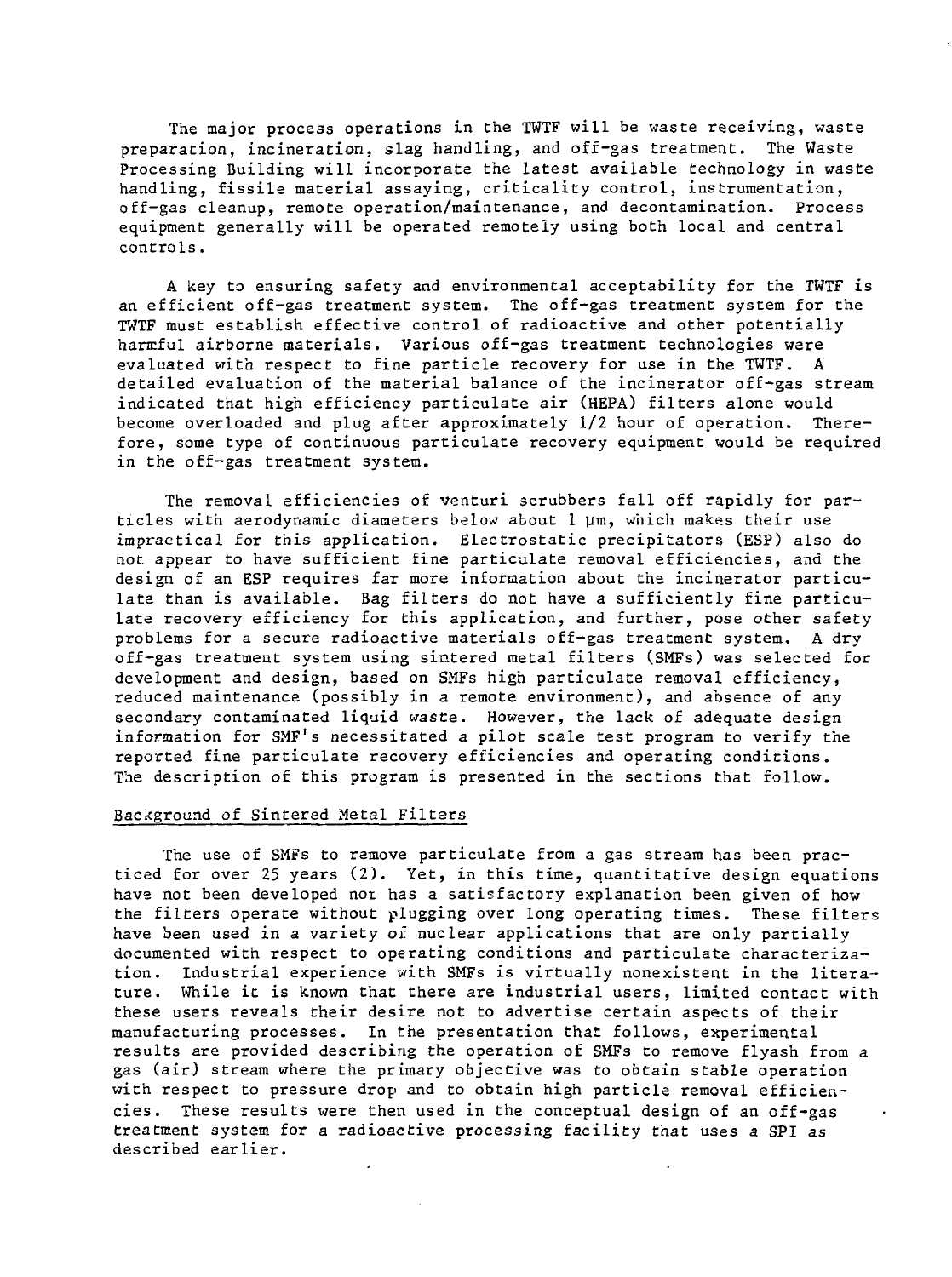The major process operations in the TWTF will be waste receiving, waste preparation, incineration, slag handling, and off-gas treatment. The Waste Processing Building will incorporate the latest available technology in waste handling, fissile material assaying, criticality control, instrumentation, off-gas cleanup, remote operation/maintenance, and decontamination. Process equipment generally will be operated remotely using both local and central controls.

A key to ensuring safety and environmental acceptability for the TWTF is an efficient off-gas treatment system. The off-gas treatment system for the TWTF must establish effective control of radioactive and other potentially harmful airborne materials. Various off-gas treatment technologies were evaluated with respect to fine particle recovery for use in the TWTF. A detailed evaluation of the material balance of the incinerator off-gas stream indicated that high efficiency particulate air (HEPA) filters alone would become overloaded and plug after approximately 1/2 hour of operation. Therefore, some type of continuous particulate recovery equipment would be required in the off-gas treatment system.

The removal efficiencies of venturi scrubbers fall off rapidly for particles with aerodynamic diameters below about 1 μm, which makes their use impractical for this application. Electrostatic precipitators (ESP) also do not appear to have sufficient fine particulate removal efficiencies, and the design of an ESP requires far more information about the incinerator particulate than is available. Bag filters do not have a sufficiently fine particulate recovery efficiency for this application, and further, pose other safety problems for a secure radioactive materials off-gas treatment system. A dry off-gas treatment system using sintered metal filters (SMFs) was selected for development and design, based on SMFs high particulate removal efficiency, reduced maintenance (possibly in a remote environment), and absence of any secondary contaminated liquid waste. However, the lack of adequate design information for SMF's necessitated a pilot scale test program to verify the reported fine particulate recovery efficiencies and operating conditions. The description of this program is presented in the sections that follow.

## Background of Sintered Metal Filters

The use of SMFs to remove particulate from a gas stream has been practiced for over 25 years (2). Yet, in this time, quantitative design equations have not been developed nor has a satisfactory explanation been given of how the filters operate without plugging over long operating times. These filters have been used in a variety of nuclear applications that are only partially documented with respect to operating conditions and particulate characterization. Industrial experience with SMFs is virtually nonexistent in the literature. While it is known that there are industrial users, limited contact with these users reveals their desire not to advertise certain aspects of their manufacturing processes. In the presentation that follows, experimental results are provided describing the operation of SMFs to remove flyash from a gas (air) stream where the primary objective was to obtain stable operation with respect to pressure drop and to obtain high particle removal efficiencies. These results were then used in the conceptual design of an off-gas treatment system for a radioactive processing facility that uses a SPI as described earlier.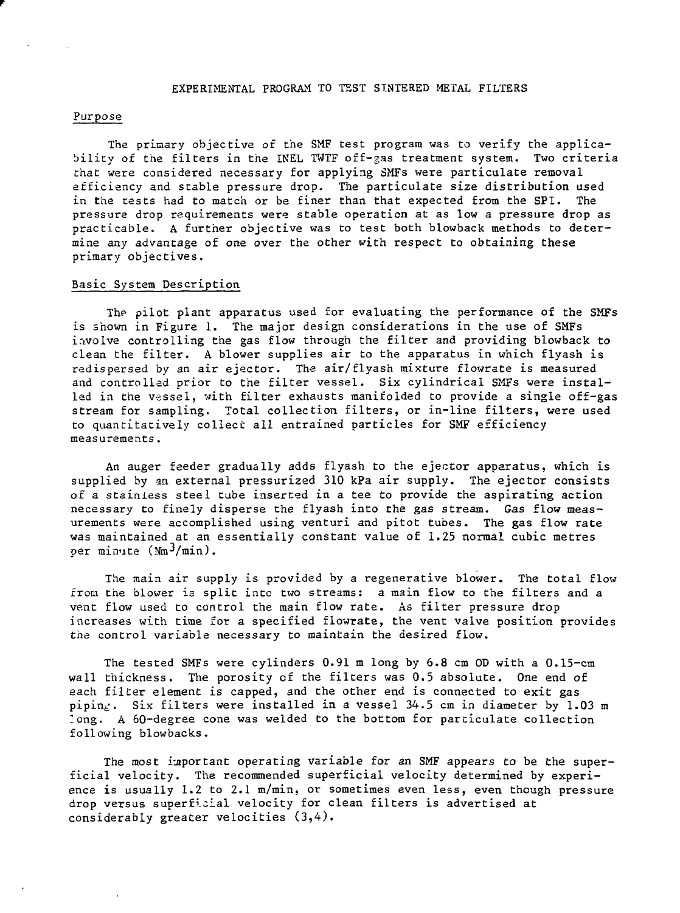# EXPERIMENTAL PROGRAM TO TEST SINTERED METAL FILTERS

## Purpose

The primary objective of the SMF test program was to verify the applicability of the filters in the INEL TWTF off-gas treatment system. Two criteria that were considered necessary for applying SMFs were particulate removal efficiency and stable pressure drop. The particulate size distribution used in the tests had to match or be finer than that expected from the SPI. The pressure drop requirements were stable operation at as low a pressure drop as practicable. A further objective was to test both blowback methods to determine any advantage of one over the other with respect to obtaining these primary objectives.

## Basic System Description

The pilot plant apparatus used for evaluating the performance of the SMFs is shown in Figure 1. The major design considerations in the use of SMFs involve controlling the gas flow through the filter and providing blowback to clean the filter. A blower supplies air to the apparatus in which flyash is redispersed by an air ejector. The air/flyash mixture flowrate is measured and controlled prior to the filter vessel. Six cylindrical SMFs were installed in the vessel, with filter exhausts manifolded to provide a single off-gas stream for sampling. Total collection filters, or in-line filters, were used to quantitatively collect all entrained particles for SMF efficiency measurements.

An auger feeder gradually adds flyash to the ejector apparatus, which is supplied by an external pressurized 310 kPa air supply. The ejector consists of a stainless steel tube inserted in a tee to provide the aspirating action necessary to finely disperse the flyash into the gas stream. Gas flow measurements were accomplished using venturi and pitot tubes. The gas flow rate was maintained at an essentially constant value of 1.25 normal cubic metres per minute ($Nm^3/min$).

The main air supply is provided by a regenerative blower. The total flow from the blower is split into two streams: a main flow to the filters and a vent flow used to control the main flow rate. As filter pressure drop increases with time for a specified flowrate, the vent valve position provides the control variable necessary to maintain the desired flow.

The tested SMFs were cylinders 0.91 m long by 6.8 cm OD with a 0.15-cm wall thickness. The porosity of the filters was 0.5 absolute. One end of each filter element is capped, and the other end is connected to exit gas piping. Six filters were installed in a vessel 34.5 cm in diameter by 1.03 m long. A 60-degree cone was welded to the bottom for particulate collection following blowbacks.

The most important operating variable for an SMF appears to be the superficial velocity. The recommended superficial velocity determined by experience is usually 1.2 to 2.1 m/min, or sometimes even less, even though pressure drop versus superficial velocity for clean filters is advertised at considerably greater velocities (3,4).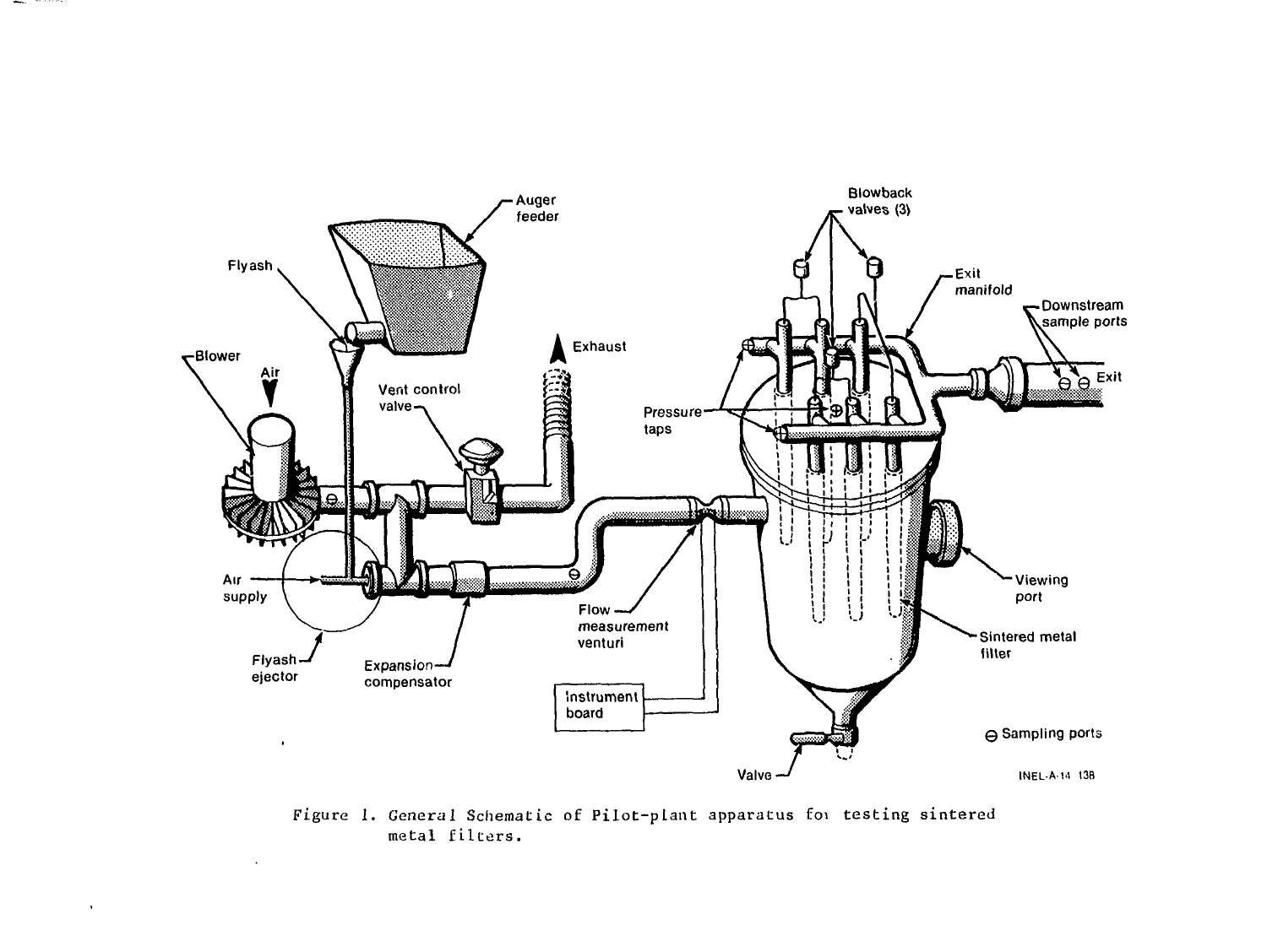Figure 1. General Schematic of Pilot-plant apparatus fo testing sintered metal filters.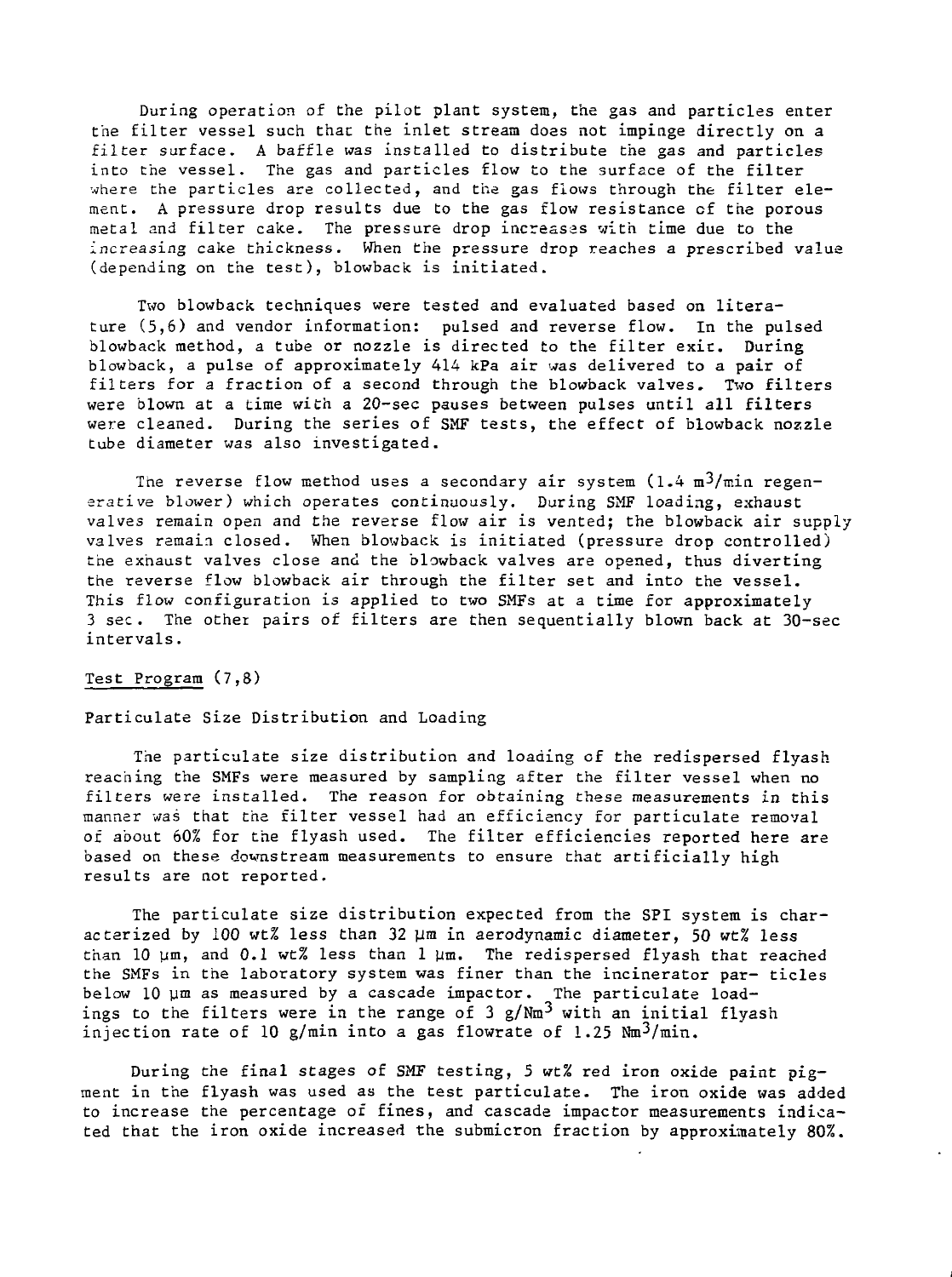During operation of the pilot plant system, the gas and particles enter the filter vessel such that the inlet stream does not impinge directly on a filter surface. A baffle was installed to distribute the gas and particles into the vessel. The gas and particles flow to the surface of the filter where the particles are collected, and the gas flows through the filter element. A pressure drop results due to the gas flow resistance of the porous metal and filter cake. The pressure drop increases with time due to the increasing cake thickness. When the pressure drop reaches a prescribed value (depending on the test), blowback is initiated.

Two blowback techniques were tested and evaluated based on literature (5,6) and vendor information: pulsed and reverse flow. In the pulsed blowback method, a tube or nozzle is directed to the filter exit. During blowback, a pulse of approximately 414 kPa air was delivered to a pair of filters for a fraction of a second through the blowback valves. Two filters were blown at a time with a 20-sec pauses between pulses until all filters were cleaned. During the series of SMF tests, the effect of blowback nozzle tube diameter was also investigated.

The reverse flow method uses a secondary air system (1.4 $m^3$/min regenerative blower) which operates continuously. During SMF loading, exhaust valves remain open and the reverse flow air is vented; the blowback air supply valves remain closed. When blowback is initiated (pressure drop controlled) the exhaust valves close and the blowback valves are opened, thus diverting the reverse flow blowback air through the filter set and into the vessel. This flow configuration is applied to two SMFs at a time for approximately 3 sec. The other pairs of filters are then sequentially blown back at 30-sec intervals.

## Test Program (7,8)

### Particulate Size Distribution and Loading

The particulate size distribution and loading of the redispersed flyash reaching the SMFs were measured by sampling after the filter vessel when no filters were installed. The reason for obtaining these measurements in this manner was that the filter vessel had an efficiency for particulate removal of about 60% for the flyash used. The filter efficiencies reported here are based on these downstream measurements to ensure that artificially high results are not reported.

The particulate size distribution expected from the SPI system is characterized by 100 wt% less than 32 μm in aerodynamic diameter, 50 wt% less than 10 μm, and 0.1 wt% less than 1 μm. The redispersed flyash that reached the SMFs in the laboratory system was finer than the incinerator particles below 10 μm as measured by a cascade impactor. The particulate loadings to the filters were in the range of 3 g/$Nm^3$ with an initial flyash injection rate of 10 g/min into a gas flowrate of 1.25 $Nm^3$/min.

During the final stages of SMF testing, 5 wt% red iron oxide paint pigment in the flyash was used as the test particulate. The iron oxide was added to increase the percentage of fines, and cascade impactor measurements indicated that the iron oxide increased the submicron fraction by approximately 80%.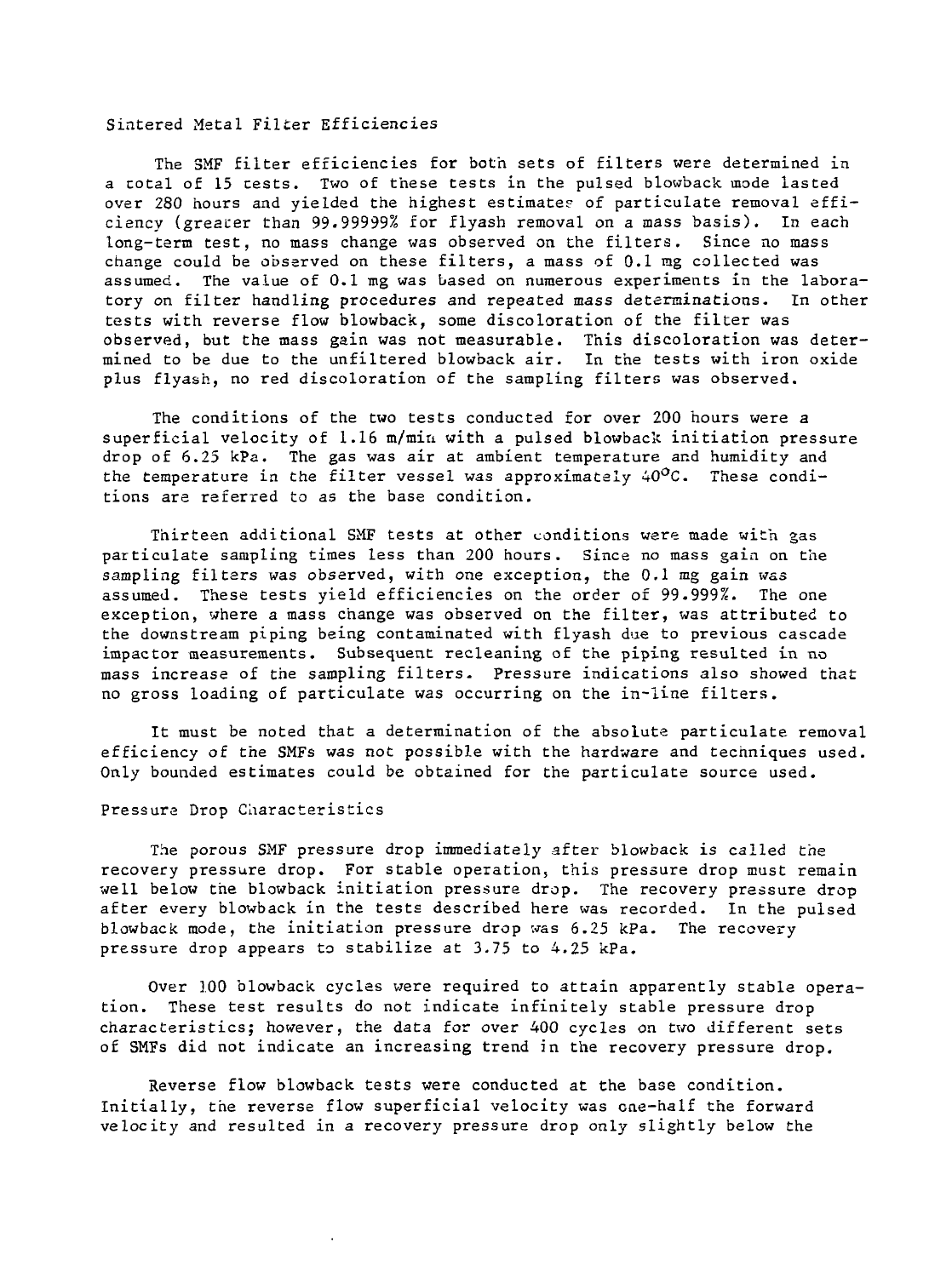### Sintered Metal Filter Efficiencies

The SMF filter efficiencies for both sets of filters were determined in a total of 15 tests. Two of these tests in the pulsed blowback mode lasted over 280 hours and yielded the highest estimates of particulate removal efficiency (greater than 99.99999% for flyash removal on a mass basis). In each long-term test, no mass change was observed on the filters. Since no mass change could be observed on these filters, a mass of 0.1 mg collected was assumed. The value of 0.1 mg was based on numerous experiments in the laboratory on filter handling procedures and repeated mass determinations. In other tests with reverse flow blowback, some discoloration of the filter was observed, but the mass gain was not measurable. This discoloration was determined to be due to the unfiltered blowback air. In the tests with iron oxide plus flyash, no red discoloration of the sampling filters was observed.

The conditions of the two tests conducted for over 200 hours were a superficial velocity of 1.16 m/min with a pulsed blowback initiation pressure drop of 6.25 kPa. The gas was air at ambient temperature and humidity and the temperature in the filter vessel was approximately 40°C. These conditions are referred to as the base condition.

Thirteen additional SMF tests at other conditions were made with gas particulate sampling times less than 200 hours. Since no mass gain on the sampling filters was observed, with one exception, the 0.1 mg gain was assumed. These tests yield efficiencies on the order of 99.999%. The one exception, where a mass change was observed on the filter, was attributed to the downstream piping being contaminated with flyash due to previous cascade impactor measurements. Subsequent recleaning of the piping resulted in no mass increase of the sampling filters. Pressure indications also showed that no gross loading of particulate was occurring on the in-line filters.

It must be noted that a determination of the absolute particulate removal efficiency of the SMFs was not possible with the hardware and techniques used. Only bounded estimates could be obtained for the particulate source used.

### Pressure Drop Characteristics

The porous SMF pressure drop immediately after blowback is called the recovery pressure drop. For stable operation, this pressure drop must remain well below the blowback initiation pressure drop. The recovery pressure drop after every blowback in the tests described here was recorded. In the pulsed blowback mode, the initiation pressure drop was 6.25 kPa. The recovery pressure drop appears to stabilize at 3.75 to 4.25 kPa.

Over 100 blowback cycles were required to attain apparently stable operation. These test results do not indicate infinitely stable pressure drop characteristics; however, the data for over 400 cycles on two different sets of SMFs did not indicate an increasing trend in the recovery pressure drop.

Reverse flow blowback tests were conducted at the base condition. Initially, the reverse flow superficial velocity was one-half the forward velocity and resulted in a recovery pressure drop only slightly below the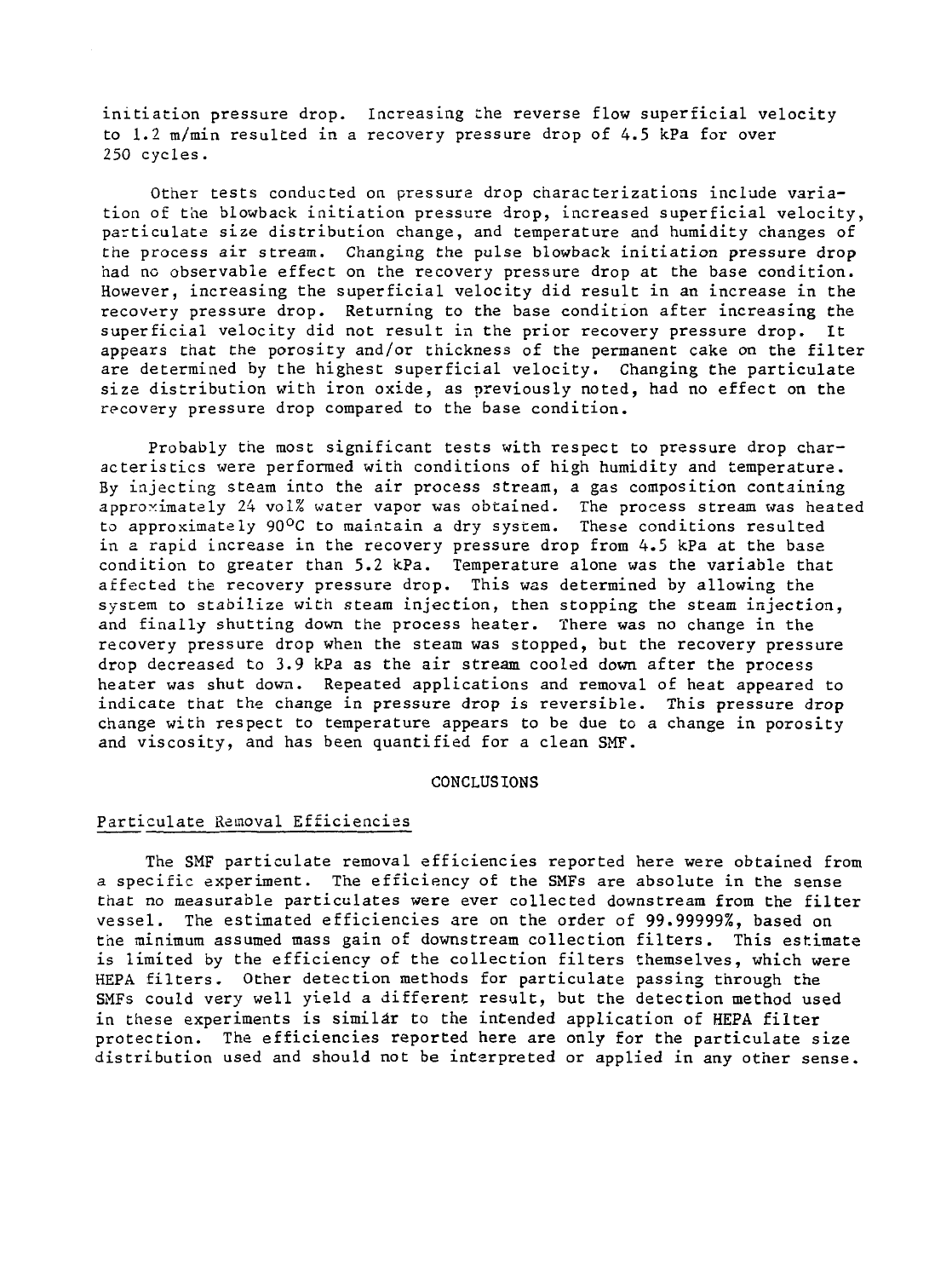initiation pressure drop. Increasing the reverse flow superficial velocity to 1.2 m/min resulted in a recovery pressure drop of 4.5 kPa for over 250 cycles.

Other tests conducted on pressure drop characterizations include variation of the blowback initiation pressure drop, increased superficial velocity, particulate size distribution change, and temperature and humidity changes of the process air stream. Changing the pulse blowback initiation pressure drop had no observable effect on the recovery pressure drop at the base condition. However, increasing the superficial velocity did result in an increase in the recovery pressure drop. Returning to the base condition after increasing the superficial velocity did not result in the prior recovery pressure drop. It appears that the porosity and/or thickness of the permanent cake on the filter are determined by the highest superficial velocity. Changing the particulate size distribution with iron oxide, as previously noted, had no effect on the recovery pressure drop compared to the base condition.

Probably the most significant tests with respect to pressure drop characteristics were performed with conditions of high humidity and temperature. By injecting steam into the air process stream, a gas composition containing approximately 24 vol% water vapor was obtained. The process stream was heated to approximately 90°C to maintain a dry system. These conditions resulted in a rapid increase in the recovery pressure drop from 4.5 kPa at the base condition to greater than 5.2 kPa. Temperature alone was the variable that affected the recovery pressure drop. This was determined by allowing the system to stabilize with steam injection, then stopping the steam injection, and finally shutting down the process heater. There was no change in the recovery pressure drop when the steam was stopped, but the recovery pressure drop decreased to 3.9 kPa as the air stream cooled down after the process heater was shut down. Repeated applications and removal of heat appeared to indicate that the change in pressure drop is reversible. This pressure drop change with respect to temperature appears to be due to a change in porosity and viscosity, and has been quantified for a clean SMF.

## CONCLUSIONS

### Particulate Removal Efficiencies

The SMF particulate removal efficiencies reported here were obtained from a specific experiment. The efficiency of the SMFs are absolute in the sense that no measurable particulates were ever collected downstream from the filter vessel. The estimated efficiencies are on the order of 99.99999%, based on the minimum assumed mass gain of downstream collection filters. This estimate is limited by the efficiency of the collection filters themselves, which were HEPA filters. Other detection methods for particulate passing through the SMFs could very well yield a different result, but the detection method used in these experiments is similar to the intended application of HEPA filter protection. The efficiencies reported here are only for the particulate size distribution used and should not be interpreted or applied in any other sense.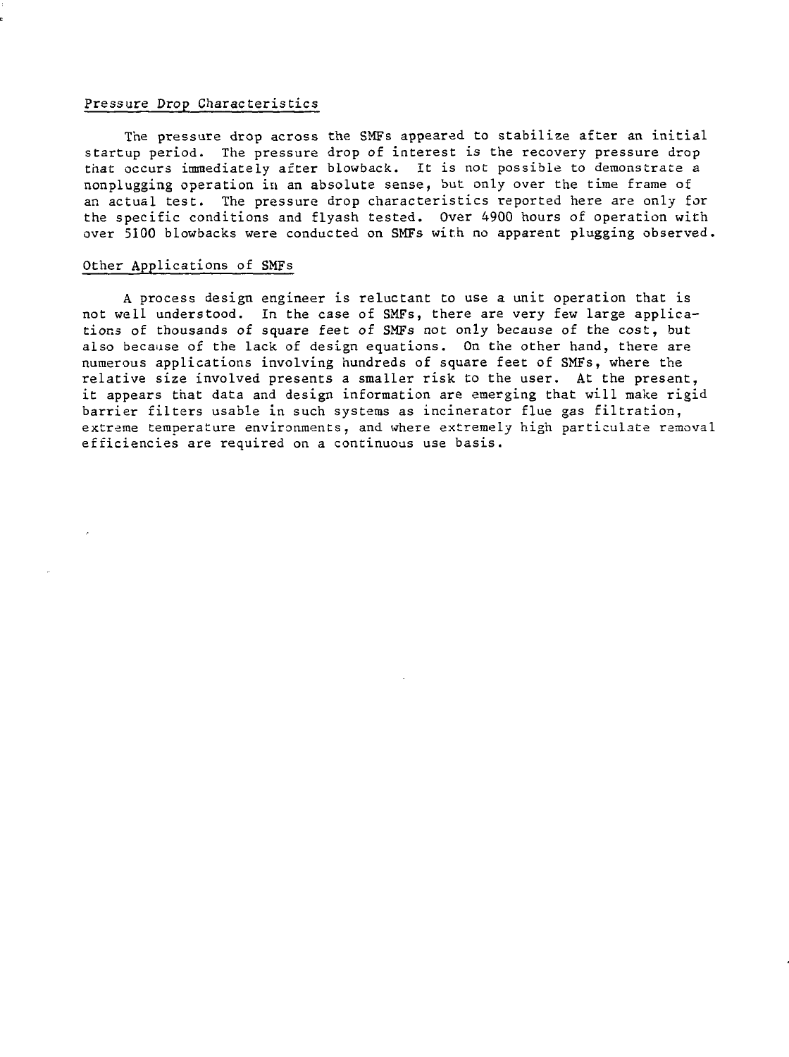## Pressure Drop Characteristics

The pressure drop across the SMFs appeared to stabilize after an initial startup period. The pressure drop of interest is the recovery pressure drop that occurs immediately after blowback. It is not possible to demonstrate a nonplugging operation in an absolute sense, but only over the time frame of an actual test. The pressure drop characteristics reported here are only for the specific conditions and flyash tested. Over 4900 hours of operation with over 5100 blowbacks were conducted on SMFs with no apparent plugging observed.

## Other Applications of SMFs

A process design engineer is reluctant to use a unit operation that is not well understood. In the case of SMFs, there are very few large applications of thousands of square feet of SMFs not only because of the cost, but also because of the lack of design equations. On the other hand, there are numerous applications involving hundreds of square feet of SMFs, where the relative size involved presents a smaller risk to the user. At the present, it appears that data and design information are emerging that will make rigid barrier filters usable in such systems as incinerator flue gas filtration, extreme temperature environments, and where extremely high particulate removal efficiencies are required on a continuous use basis.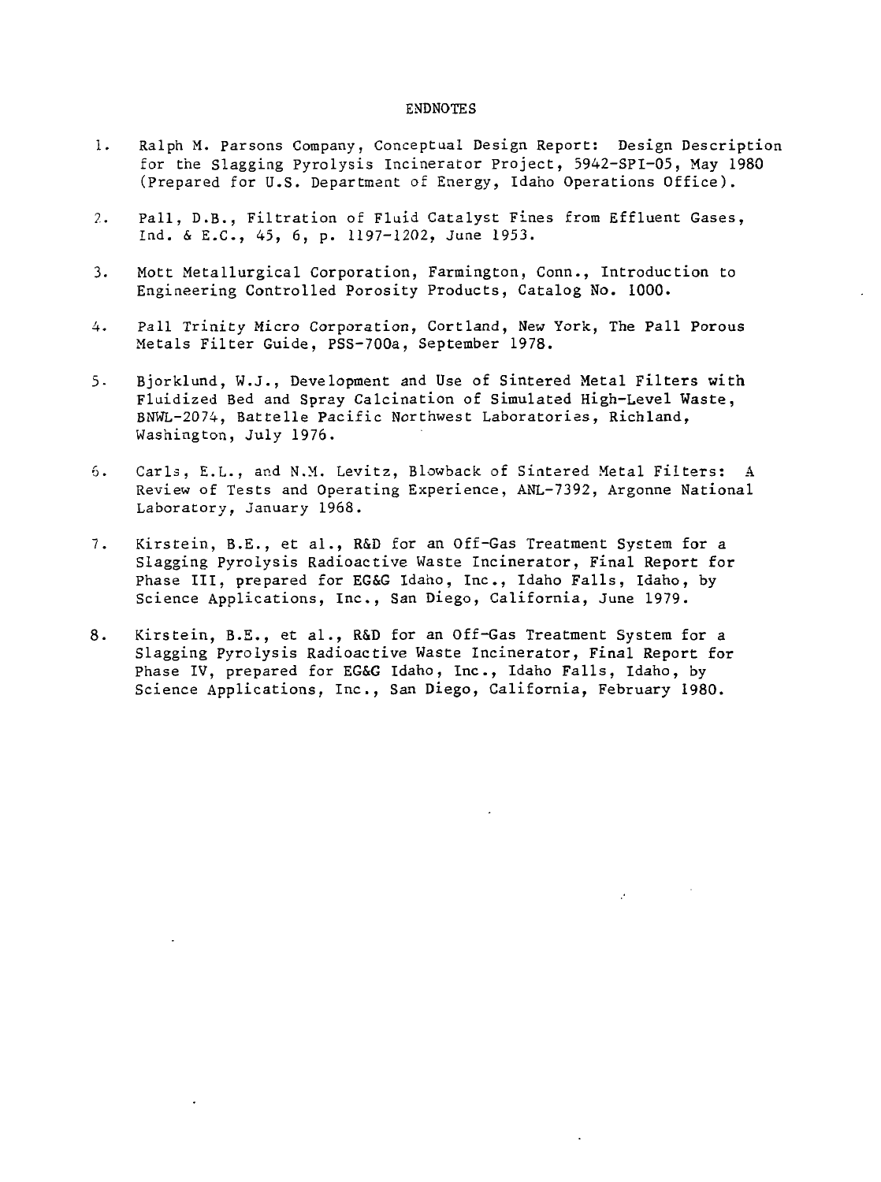# ENDNOTES

1. Ralph M. Parsons Company, Conceptual Design Report: Design Description for the Slagging Pyrolysis Incinerator Project, 5942-SPI-05, May 1980 (Prepared for U.S. Department of Energy, Idaho Operations Office).

2. Pall, D.B., Filtration of Fluid Catalyst Fines from Effluent Gases, Ind. & E.C., 45, 6, p. 1197-1202, June 1953.

3. Mott Metallurgical Corporation, Farmington, Conn., Introduction to Engineering Controlled Porosity Products, Catalog No. 1000.

4. Pall Trinity Micro Corporation, Cortland, New York, The Pall Porous Metals Filter Guide, PSS-700a, September 1978.

5. Bjorklund, W.J., Development and Use of Sintered Metal Filters with Fluidized Bed and Spray Calcination of Simulated High-Level Waste, BNWL-2074, Battelle Pacific Northwest Laboratories, Richland, Washington, July 1976.

6. Carls, E.L., and N.M. Levitz, Blowback of Sintered Metal Filters: A Review of Tests and Operating Experience, ANL-7392, Argonne National Laboratory, January 1968.

7. Kirstein, B.E., et al., R&D for an Off-Gas Treatment System for a Slagging Pyrolysis Radioactive Waste Incinerator, Final Report for Phase III, prepared for EG&G Idaho, Inc., Idaho Falls, Idaho, by Science Applications, Inc., San Diego, California, June 1979.

8. Kirstein, B.E., et al., R&D for an Off-Gas Treatment System for a Slagging Pyrolysis Radioactive Waste Incinerator, Final Report for Phase IV, prepared for EG&G Idaho, Inc., Idaho Falls, Idaho, by Science Applications, Inc., San Diego, California, February 1980.